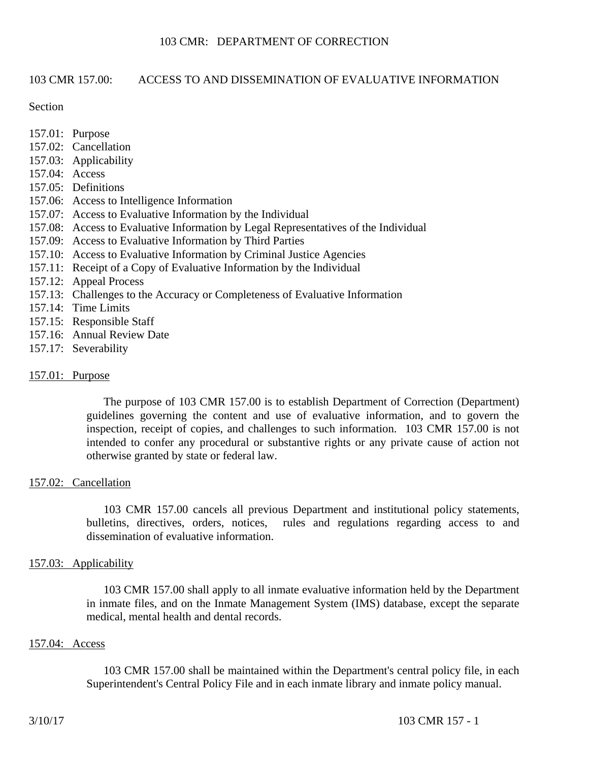# 103 CMR: DEPARTMENT OF CORRECTION

## 103 CMR 157.00: ACCESS TO AND DISSEMINATION OF EVALUATIVE INFORMATION

Section

157.01: Purpose
157.02: Cancellation
157.03: Applicability
157.04: Access
157.05: Definitions
157.06: Access to Intelligence Information
157.07: Access to Evaluative Information by the Individual
157.08: Access to Evaluative Information by Legal Representatives of the Individual
157.09: Access to Evaluative Information by Third Parties
157.10: Access to Evaluative Information by Criminal Justice Agencies
157.11: Receipt of a Copy of Evaluative Information by the Individual
157.12: Appeal Process
157.13: Challenges to the Accuracy or Completeness of Evaluative Information
157.14: Time Limits
157.15: Responsible Staff
157.16: Annual Review Date
157.17: Severability

### 157.01: Purpose

The purpose of 103 CMR 157.00 is to establish Department of Correction (Department) guidelines governing the content and use of evaluative information, and to govern the inspection, receipt of copies, and challenges to such information. 103 CMR 157.00 is not intended to confer any procedural or substantive rights or any private cause of action not otherwise granted by state or federal law.

### 157.02: Cancellation

103 CMR 157.00 cancels all previous Department and institutional policy statements, bulletins, directives, orders, notices, rules and regulations regarding access to and dissemination of evaluative information.

### 157.03: Applicability

103 CMR 157.00 shall apply to all inmate evaluative information held by the Department in inmate files, and on the Inmate Management System (IMS) database, except the separate medical, mental health and dental records.

### 157.04: Access

103 CMR 157.00 shall be maintained within the Department's central policy file, in each Superintendent's Central Policy File and in each inmate library and inmate policy manual.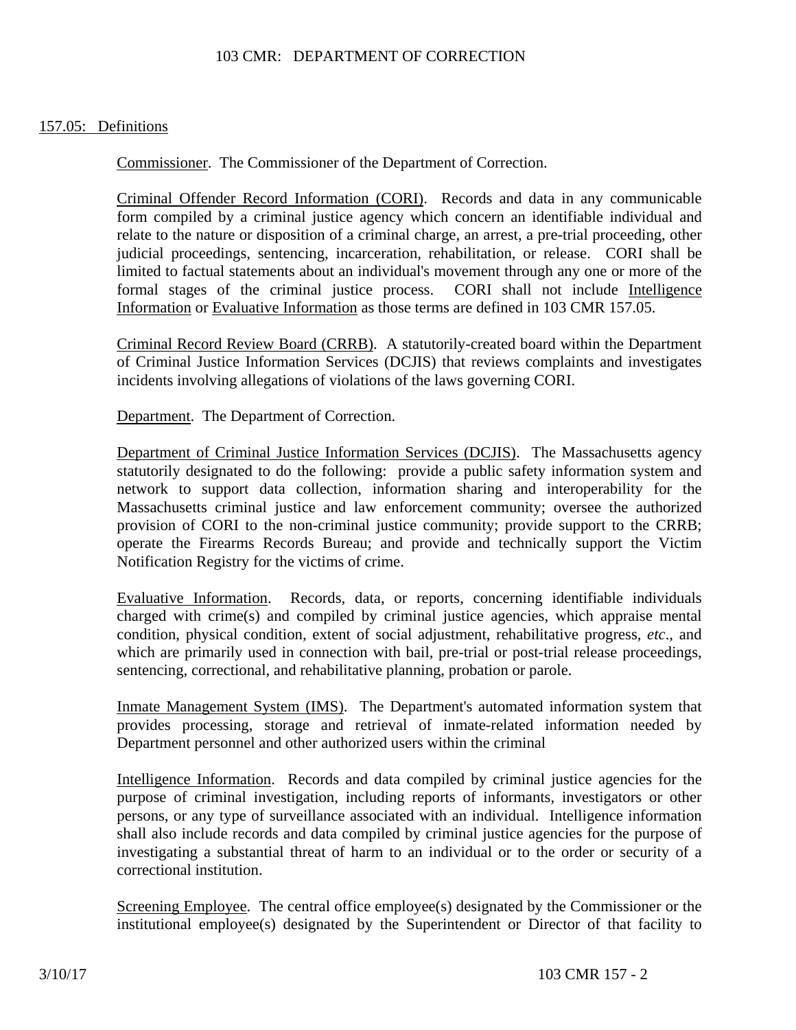157.05: Definitions

Commissioner. The Commissioner of the Department of Correction.

Criminal Offender Record Information (CORI). Records and data in any communicable form compiled by a criminal justice agency which concern an identifiable individual and relate to the nature or disposition of a criminal charge, an arrest, a pre-trial proceeding, other judicial proceedings, sentencing, incarceration, rehabilitation, or release. CORI shall be limited to factual statements about an individual's movement through any one or more of the formal stages of the criminal justice process. CORI shall not include Intelligence Information or Evaluative Information as those terms are defined in 103 CMR 157.05.

Criminal Record Review Board (CRRB). A statutorily-created board within the Department of Criminal Justice Information Services (DCJIS) that reviews complaints and investigates incidents involving allegations of violations of the laws governing CORI.

Department. The Department of Correction.

Department of Criminal Justice Information Services (DCJIS). The Massachusetts agency statutorily designated to do the following: provide a public safety information system and network to support data collection, information sharing and interoperability for the Massachusetts criminal justice and law enforcement community; oversee the authorized provision of CORI to the non-criminal justice community; provide support to the CRRB; operate the Firearms Records Bureau; and provide and technically support the Victim Notification Registry for the victims of crime.

Evaluative Information. Records, data, or reports, concerning identifiable individuals charged with crime(s) and compiled by criminal justice agencies, which appraise mental condition, physical condition, extent of social adjustment, rehabilitative progress, *etc*., and which are primarily used in connection with bail, pre-trial or post-trial release proceedings, sentencing, correctional, and rehabilitative planning, probation or parole.

Inmate Management System (IMS). The Department's automated information system that provides processing, storage and retrieval of inmate-related information needed by Department personnel and other authorized users within the criminal

Intelligence Information. Records and data compiled by criminal justice agencies for the purpose of criminal investigation, including reports of informants, investigators or other persons, or any type of surveillance associated with an individual. Intelligence information shall also include records and data compiled by criminal justice agencies for the purpose of investigating a substantial threat of harm to an individual or to the order or security of a correctional institution.

Screening Employee. The central office employee(s) designated by the Commissioner or the institutional employee(s) designated by the Superintendent or Director of that facility to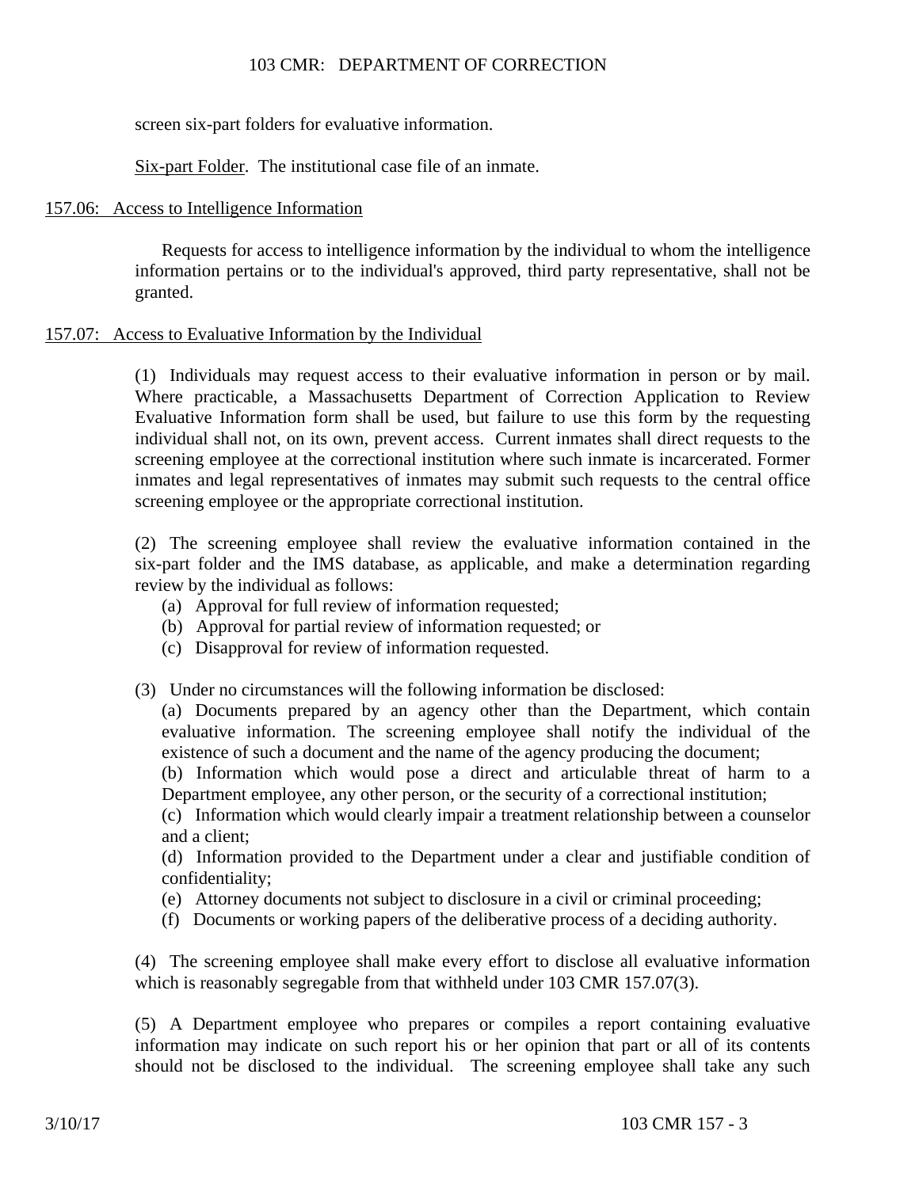screen six-part folders for evaluative information.

Six-part Folder. The institutional case file of an inmate.

## 157.06: Access to Intelligence Information

Requests for access to intelligence information by the individual to whom the intelligence information pertains or to the individual's approved, third party representative, shall not be granted.

## 157.07: Access to Evaluative Information by the Individual

(1) Individuals may request access to their evaluative information in person or by mail. Where practicable, a Massachusetts Department of Correction Application to Review Evaluative Information form shall be used, but failure to use this form by the requesting individual shall not, on its own, prevent access. Current inmates shall direct requests to the screening employee at the correctional institution where such inmate is incarcerated. Former inmates and legal representatives of inmates may submit such requests to the central office screening employee or the appropriate correctional institution.

(2) The screening employee shall review the evaluative information contained in the six-part folder and the IMS database, as applicable, and make a determination regarding review by the individual as follows:

(a) Approval for full review of information requested;
(b) Approval for partial review of information requested; or
(c) Disapproval for review of information requested.

(3) Under no circumstances will the following information be disclosed:

(a) Documents prepared by an agency other than the Department, which contain evaluative information. The screening employee shall notify the individual of the existence of such a document and the name of the agency producing the document;
(b) Information which would pose a direct and articulable threat of harm to a Department employee, any other person, or the security of a correctional institution;
(c) Information which would clearly impair a treatment relationship between a counselor and a client;
(d) Information provided to the Department under a clear and justifiable condition of confidentiality;
(e) Attorney documents not subject to disclosure in a civil or criminal proceeding;
(f) Documents or working papers of the deliberative process of a deciding authority.

(4) The screening employee shall make every effort to disclose all evaluative information which is reasonably segregable from that withheld under 103 CMR 157.07(3).

(5) A Department employee who prepares or compiles a report containing evaluative information may indicate on such report his or her opinion that part or all of its contents should not be disclosed to the individual. The screening employee shall take any such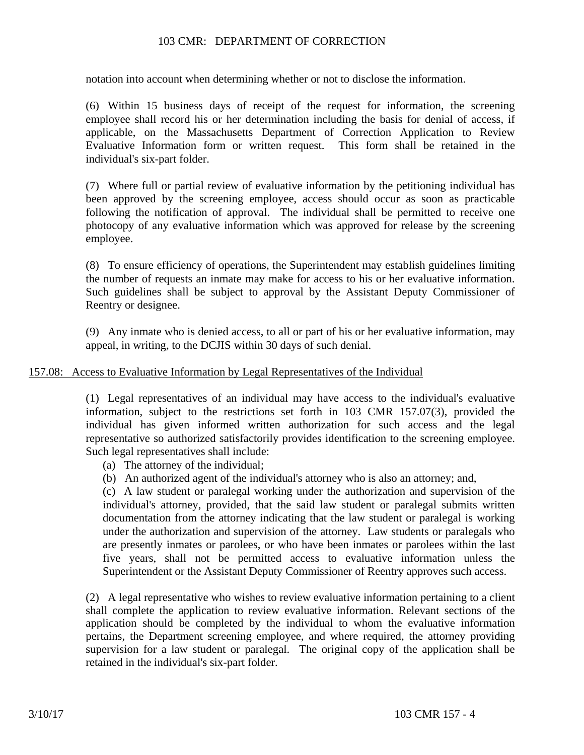notation into account when determining whether or not to disclose the information.

(6) Within 15 business days of receipt of the request for information, the screening employee shall record his or her determination including the basis for denial of access, if applicable, on the Massachusetts Department of Correction Application to Review Evaluative Information form or written request. This form shall be retained in the individual's six-part folder.

(7) Where full or partial review of evaluative information by the petitioning individual has been approved by the screening employee, access should occur as soon as practicable following the notification of approval. The individual shall be permitted to receive one photocopy of any evaluative information which was approved for release by the screening employee.

(8) To ensure efficiency of operations, the Superintendent may establish guidelines limiting the number of requests an inmate may make for access to his or her evaluative information. Such guidelines shall be subject to approval by the Assistant Deputy Commissioner of Reentry or designee.

(9) Any inmate who is denied access, to all or part of his or her evaluative information, may appeal, in writing, to the DCJIS within 30 days of such denial.

## 157.08: Access to Evaluative Information by Legal Representatives of the Individual

(1) Legal representatives of an individual may have access to the individual's evaluative information, subject to the restrictions set forth in 103 CMR 157.07(3), provided the individual has given informed written authorization for such access and the legal representative so authorized satisfactorily provides identification to the screening employee. Such legal representatives shall include:

(a) The attorney of the individual;

(b) An authorized agent of the individual's attorney who is also an attorney; and,

(c) A law student or paralegal working under the authorization and supervision of the individual's attorney, provided, that the said law student or paralegal submits written documentation from the attorney indicating that the law student or paralegal is working under the authorization and supervision of the attorney. Law students or paralegals who are presently inmates or parolees, or who have been inmates or parolees within the last five years, shall not be permitted access to evaluative information unless the Superintendent or the Assistant Deputy Commissioner of Reentry approves such access.

(2) A legal representative who wishes to review evaluative information pertaining to a client shall complete the application to review evaluative information. Relevant sections of the application should be completed by the individual to whom the evaluative information pertains, the Department screening employee, and where required, the attorney providing supervision for a law student or paralegal. The original copy of the application shall be retained in the individual's six-part folder.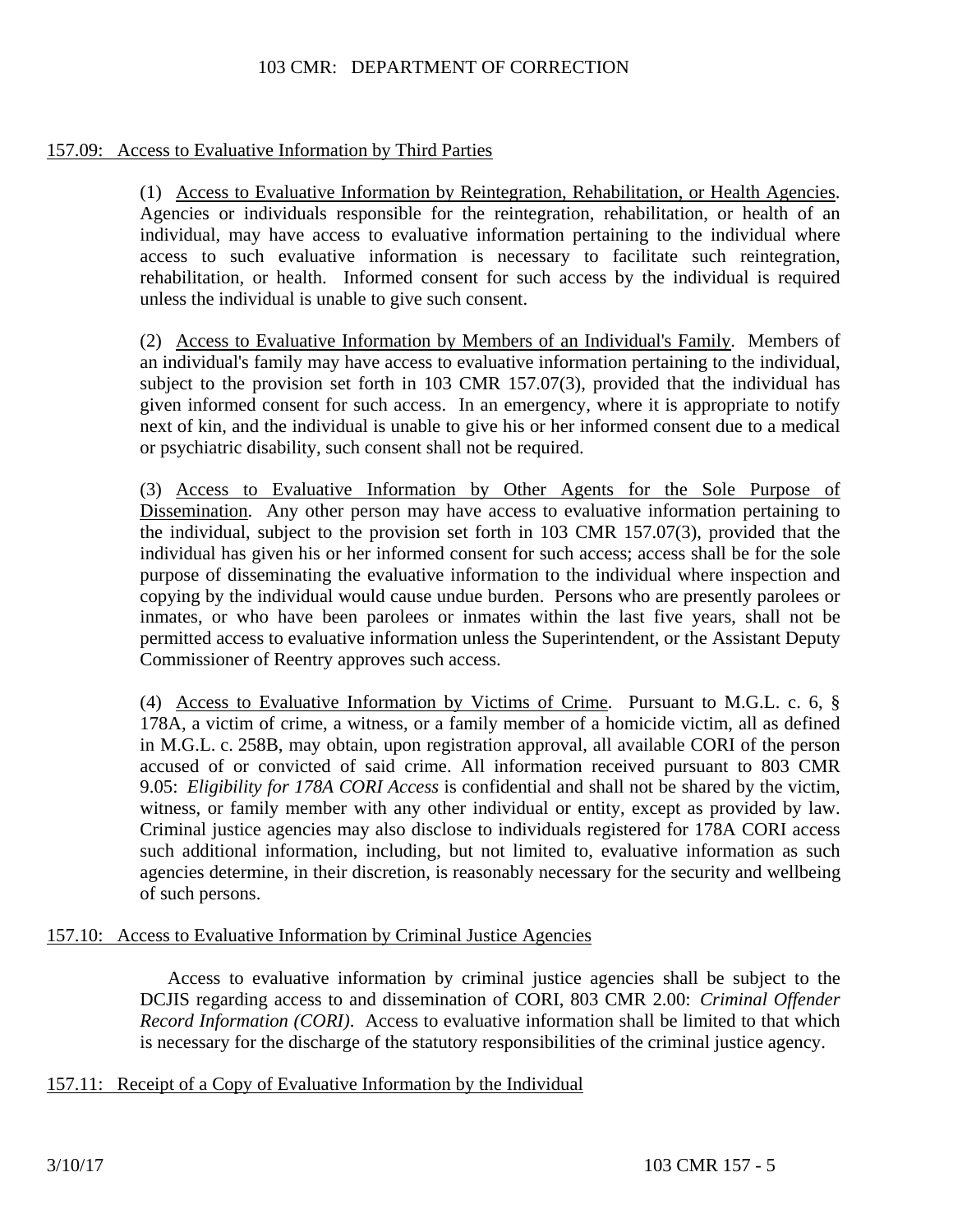## 157.09: Access to Evaluative Information by Third Parties

(1) Access to Evaluative Information by Reintegration, Rehabilitation, or Health Agencies. Agencies or individuals responsible for the reintegration, rehabilitation, or health of an individual, may have access to evaluative information pertaining to the individual where access to such evaluative information is necessary to facilitate such reintegration, rehabilitation, or health. Informed consent for such access by the individual is required unless the individual is unable to give such consent.

(2) Access to Evaluative Information by Members of an Individual's Family. Members of an individual's family may have access to evaluative information pertaining to the individual, subject to the provision set forth in 103 CMR 157.07(3), provided that the individual has given informed consent for such access. In an emergency, where it is appropriate to notify next of kin, and the individual is unable to give his or her informed consent due to a medical or psychiatric disability, such consent shall not be required.

(3) Access to Evaluative Information by Other Agents for the Sole Purpose of Dissemination. Any other person may have access to evaluative information pertaining to the individual, subject to the provision set forth in 103 CMR 157.07(3), provided that the individual has given his or her informed consent for such access; access shall be for the sole purpose of disseminating the evaluative information to the individual where inspection and copying by the individual would cause undue burden. Persons who are presently parolees or inmates, or who have been parolees or inmates within the last five years, shall not be permitted access to evaluative information unless the Superintendent, or the Assistant Deputy Commissioner of Reentry approves such access.

(4) Access to Evaluative Information by Victims of Crime. Pursuant to M.G.L. c. 6, § 178A, a victim of crime, a witness, or a family member of a homicide victim, all as defined in M.G.L. c. 258B, may obtain, upon registration approval, all available CORI of the person accused of or convicted of said crime. All information received pursuant to 803 CMR 9.05: *Eligibility for 178A CORI Access* is confidential and shall not be shared by the victim, witness, or family member with any other individual or entity, except as provided by law. Criminal justice agencies may also disclose to individuals registered for 178A CORI access such additional information, including, but not limited to, evaluative information as such agencies determine, in their discretion, is reasonably necessary for the security and wellbeing of such persons.

## 157.10: Access to Evaluative Information by Criminal Justice Agencies

Access to evaluative information by criminal justice agencies shall be subject to the DCJIS regarding access to and dissemination of CORI, 803 CMR 2.00: *Criminal Offender Record Information (CORI)*. Access to evaluative information shall be limited to that which is necessary for the discharge of the statutory responsibilities of the criminal justice agency.

## 157.11: Receipt of a Copy of Evaluative Information by the Individual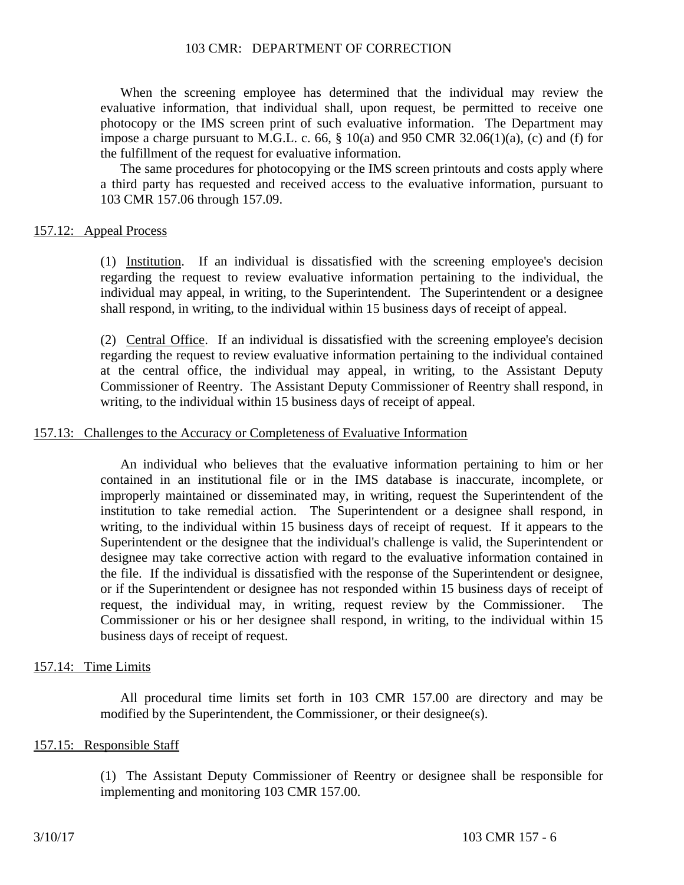When the screening employee has determined that the individual may review the evaluative information, that individual shall, upon request, be permitted to receive one photocopy or the IMS screen print of such evaluative information. The Department may impose a charge pursuant to M.G.L. c. 66, § 10(a) and 950 CMR 32.06(1)(a), (c) and (f) for the fulfillment of the request for evaluative information.

The same procedures for photocopying or the IMS screen printouts and costs apply where a third party has requested and received access to the evaluative information, pursuant to 103 CMR 157.06 through 157.09.

## 157.12: Appeal Process

(1) Institution. If an individual is dissatisfied with the screening employee's decision regarding the request to review evaluative information pertaining to the individual, the individual may appeal, in writing, to the Superintendent. The Superintendent or a designee shall respond, in writing, to the individual within 15 business days of receipt of appeal.

(2) Central Office. If an individual is dissatisfied with the screening employee's decision regarding the request to review evaluative information pertaining to the individual contained at the central office, the individual may appeal, in writing, to the Assistant Deputy Commissioner of Reentry. The Assistant Deputy Commissioner of Reentry shall respond, in writing, to the individual within 15 business days of receipt of appeal.

## 157.13: Challenges to the Accuracy or Completeness of Evaluative Information

An individual who believes that the evaluative information pertaining to him or her contained in an institutional file or in the IMS database is inaccurate, incomplete, or improperly maintained or disseminated may, in writing, request the Superintendent of the institution to take remedial action. The Superintendent or a designee shall respond, in writing, to the individual within 15 business days of receipt of request. If it appears to the Superintendent or the designee that the individual's challenge is valid, the Superintendent or designee may take corrective action with regard to the evaluative information contained in the file. If the individual is dissatisfied with the response of the Superintendent or designee, or if the Superintendent or designee has not responded within 15 business days of receipt of request, the individual may, in writing, request review by the Commissioner. The Commissioner or his or her designee shall respond, in writing, to the individual within 15 business days of receipt of request.

## 157.14: Time Limits

All procedural time limits set forth in 103 CMR 157.00 are directory and may be modified by the Superintendent, the Commissioner, or their designee(s).

## 157.15: Responsible Staff

(1) The Assistant Deputy Commissioner of Reentry or designee shall be responsible for implementing and monitoring 103 CMR 157.00.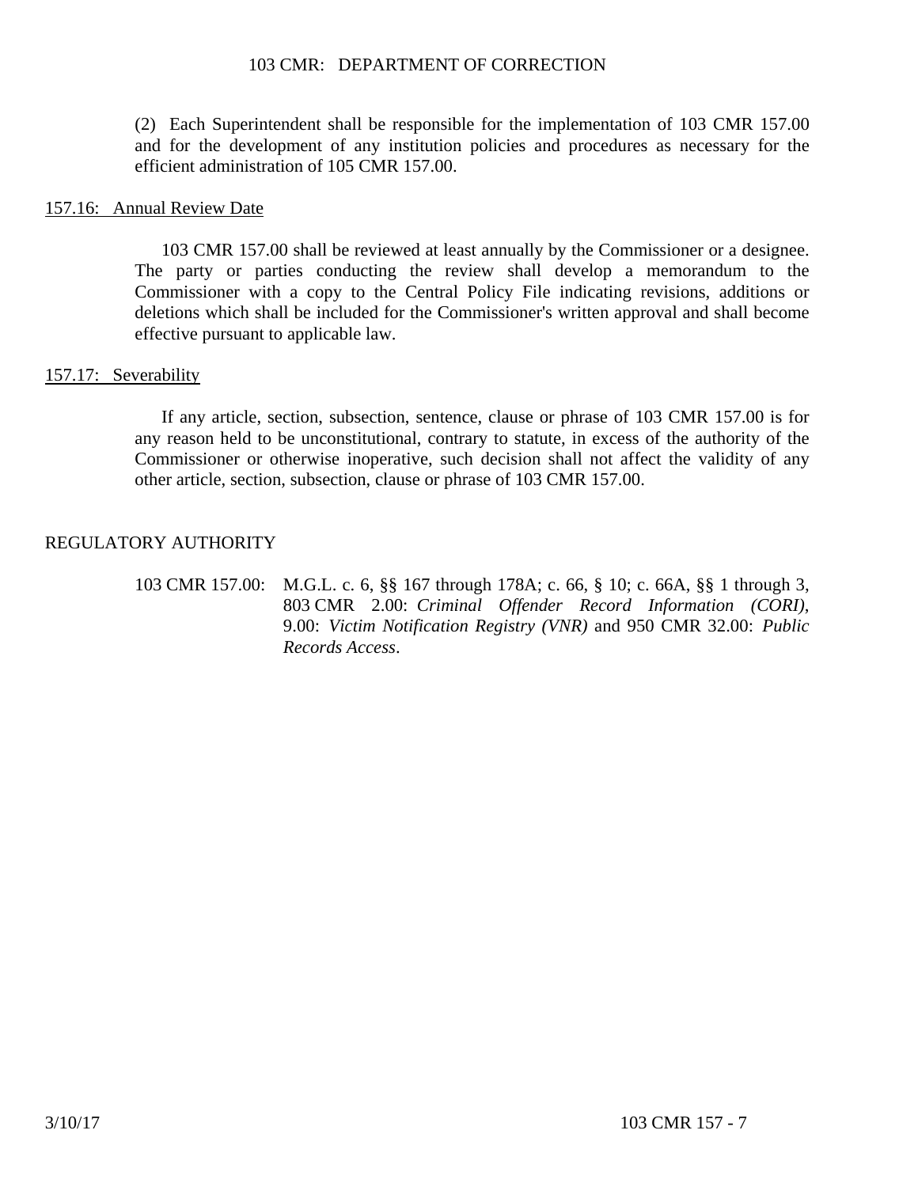(2) Each Superintendent shall be responsible for the implementation of 103 CMR 157.00 and for the development of any institution policies and procedures as necessary for the efficient administration of 105 CMR 157.00.

## 157.16: Annual Review Date

103 CMR 157.00 shall be reviewed at least annually by the Commissioner or a designee. The party or parties conducting the review shall develop a memorandum to the Commissioner with a copy to the Central Policy File indicating revisions, additions or deletions which shall be included for the Commissioner's written approval and shall become effective pursuant to applicable law.

## 157.17: Severability

If any article, section, subsection, sentence, clause or phrase of 103 CMR 157.00 is for any reason held to be unconstitutional, contrary to statute, in excess of the authority of the Commissioner or otherwise inoperative, such decision shall not affect the validity of any other article, section, subsection, clause or phrase of 103 CMR 157.00.

## REGULATORY AUTHORITY

103 CMR 157.00: M.G.L. c. 6, §§ 167 through 178A; c. 66, § 10; c. 66A, §§ 1 through 3, 803 CMR 2.00: *Criminal Offender Record Information (CORI)*, 9.00: *Victim Notification Registry (VNR)* and 950 CMR 32.00: *Public Records Access*.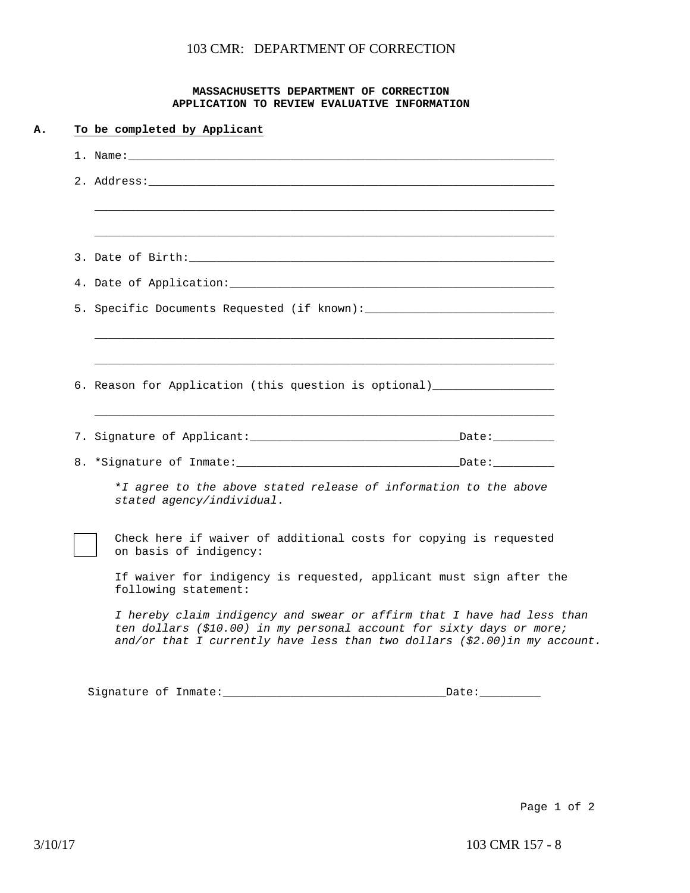**MASSACHUSETTS DEPARTMENT OF CORRECTION**
**APPLICATION TO REVIEW EVALUATIVE INFORMATION**

**A. To be completed by Applicant**

1. Name:________________________________________________________________

2. Address:_____________________________________________________________

_______________________________________________________________________

_______________________________________________________________________

3. Date of Birth:_______________________________________________________

4. Date of Application:_________________________________________________

5. Specific Documents Requested (if known):____________________________

_______________________________________________________________________

_______________________________________________________________________

6. Reason for Application (this question is optional)__________________

_______________________________________________________________________

7. Signature of Applicant:______________________________Date:_________

8. *Signature of Inmate:________________________________Date:_________

*\*I agree to the above stated release of information to the above stated agency/individual*.

☐ Check here if waiver of additional costs for copying is requested on basis of indigency:

If waiver for indigency is requested, applicant must sign after the following statement:

*I hereby claim indigency and swear or affirm that I have had less than ten dollars ($10.00) in my personal account for sixty days or more; and/or that I currently have less than two dollars ($2.00)in my account.*

Signature of Inmate:________________________________Date:_________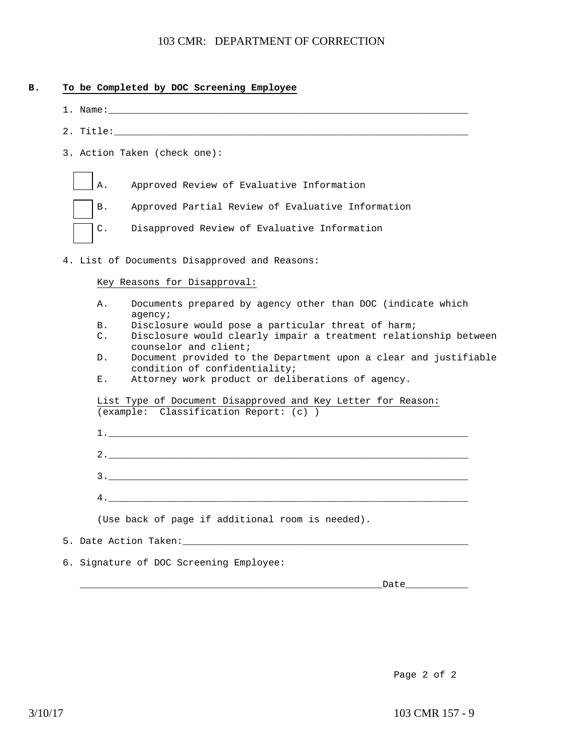## B. To be Completed by DOC Screening Employee

1. Name:_________________________________________________________________

2. Title:________________________________________________________________

3. Action Taken (check one):

- ☐ A. Approved Review of Evaluative Information
- ☐ B. Approved Partial Review of Evaluative Information
- ☐ C. Disapproved Review of Evaluative Information

4. List of Documents Disapproved and Reasons:

   Key Reasons for Disapproval:

   A. Documents prepared by agency other than DOC (indicate which agency;
   B. Disclosure would pose a particular threat of harm;
   C. Disclosure would clearly impair a treatment relationship between counselor and client;
   D. Document provided to the Department upon a clear and justifiable condition of confidentiality;
   E. Attorney work product or deliberations of agency.

   List Type of Document Disapproved and Key Letter for Reason:
   (example: Classification Report: (c) )

   1.________________________________________________________________

   2.________________________________________________________________

   3.________________________________________________________________

   4.________________________________________________________________

   (Use back of page if additional room is needed).

5. Date Action Taken:____________________________________________________

6. Signature of DOC Screening Employee:

   _____________________________________________________Date__________